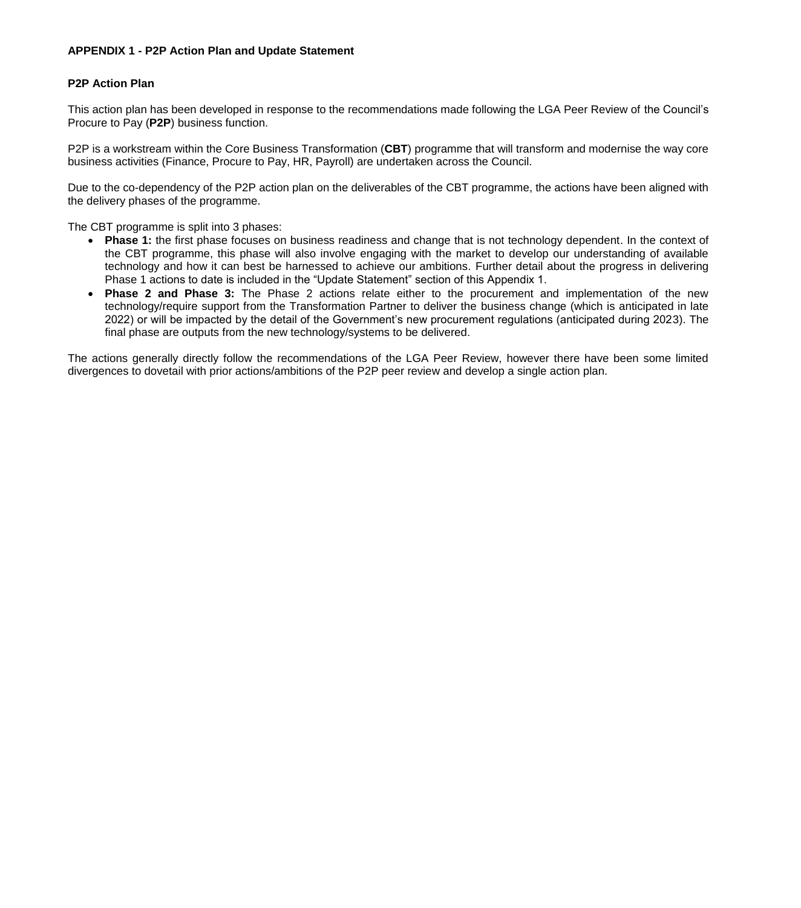## APPENDIX 1 - P2P Action Plan and Update Statement

### P2P Action Plan

This action plan has been developed in response to the recommendations made following the LGA Peer Review of the Council's Procure to Pay (**P2P**) business function.

P2P is a workstream within the Core Business Transformation (**CBT**) programme that will transform and modernise the way core business activities (Finance, Procure to Pay, HR, Payroll) are undertaken across the Council.

Due to the co-dependency of the P2P action plan on the deliverables of the CBT programme, the actions have been aligned with the delivery phases of the programme.

The CBT programme is split into 3 phases:

- **Phase 1:** the first phase focuses on business readiness and change that is not technology dependent. In the context of the CBT programme, this phase will also involve engaging with the market to develop our understanding of available technology and how it can best be harnessed to achieve our ambitions. Further detail about the progress in delivering Phase 1 actions to date is included in the "Update Statement" section of this Appendix 1.
- **Phase 2 and Phase 3:** The Phase 2 actions relate either to the procurement and implementation of the new technology/require support from the Transformation Partner to deliver the business change (which is anticipated in late 2022) or will be impacted by the detail of the Government's new procurement regulations (anticipated during 2023). The final phase are outputs from the new technology/systems to be delivered.

The actions generally directly follow the recommendations of the LGA Peer Review, however there have been some limited divergences to dovetail with prior actions/ambitions of the P2P peer review and develop a single action plan.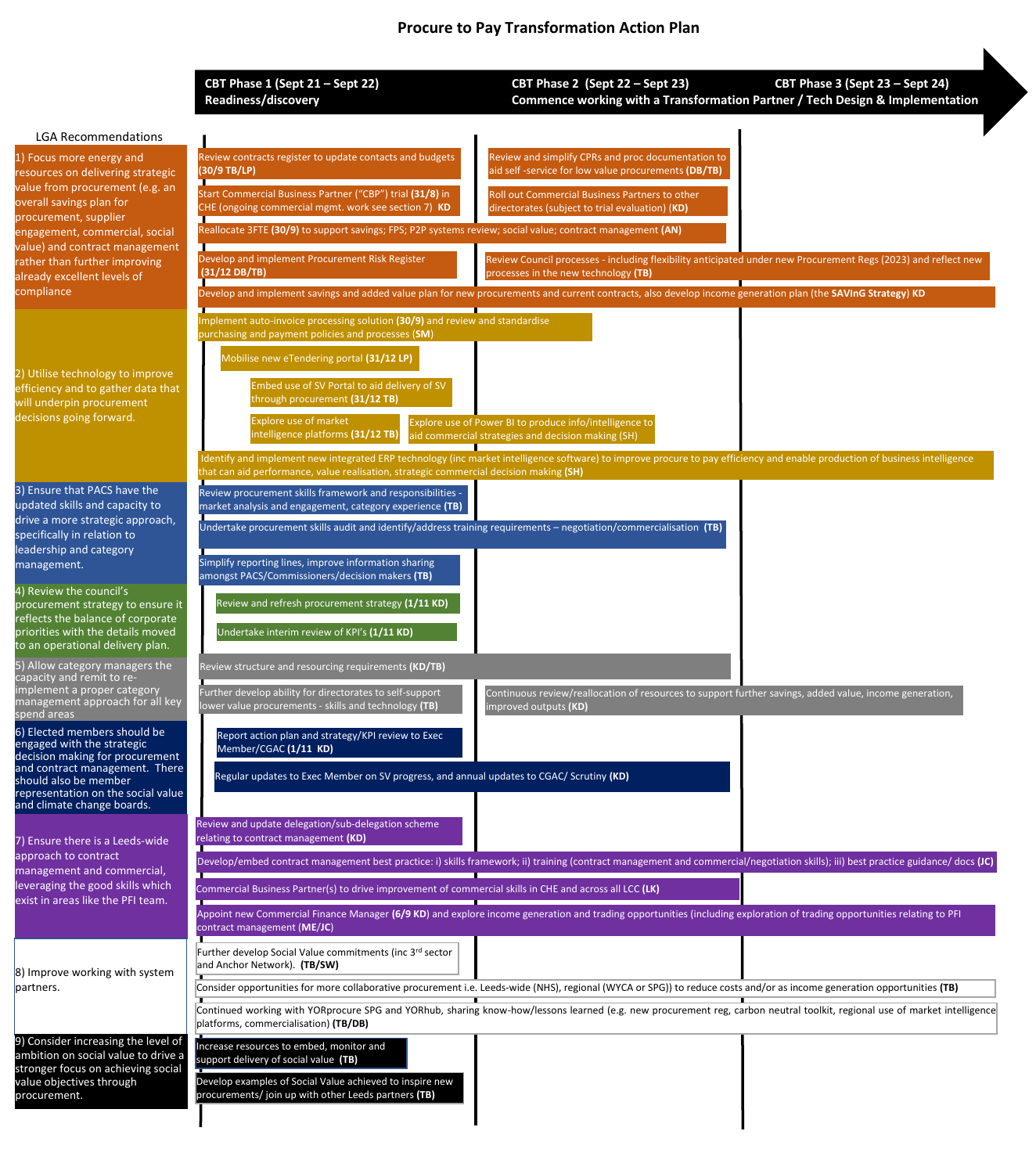# Procure to Pay Transformation Action Plan

| LGA Recommendations | CBT Phase 1 (Sept 21 – Sept 22) Readiness/discovery | CBT Phase 2 (Sept 22 – Sept 23) Commence working with a Transformation Partner / Tech Design & Implementation | CBT Phase 3 (Sept 23 – Sept 24) |
|---|---|---|---|
| 1) Focus more energy and resources on delivering strategic value from procurement (e.g. an overall savings plan for procurement, supplier engagement, commercial, social value) and contract management rather than further improving already excellent levels of compliance | Review contracts register to update contacts and budgets **(30/9 TB/LP)**<br>Start Commercial Business Partner ("CBP") trial **(31/8)** in CHE (ongoing commercial mgmt. work see section 7) **KD**<br>Reallocate 3FTE **(30/9)** to support savings; FPS; P2P systems review; social value; contract management **(AN)**<br>Develop and implement Procurement Risk Register **(31/12 DB/TB)**<br>Develop and implement savings and added value plan for new procurements and current contracts, also develop income generation plan (the **SAVInG Strategy**) **KD** | Review and simplify CPRs and proc documentation to aid self -service for low value procurements **(DB/TB)**<br>Roll out Commercial Business Partners to other directorates (subject to trial evaluation) **(KD)**<br>Review Council processes - including flexibility anticipated under new Procurement Regs (2023) and reflect new processes in the new technology **(TB)** | |
| 2) Utilise technology to improve efficiency and to gather data that will underpin procurement decisions going forward. | Implement auto-invoice processing solution **(30/9)** and review and standardise purchasing and payment policies and processes **(SM)**<br>Mobilise new eTendering portal **(31/12 LP)**<br>Embed use of SV Portal to aid delivery of SV through procurement **(31/12 TB)**<br>Explore use of market intelligence platforms **(31/12 TB)**<br>Identify and implement new integrated ERP technology (inc market intelligence software) to improve procure to pay efficiency and enable production of business intelligence that can aid performance, value realisation, strategic commercial decision making **(SH)** | Explore use of Power BI to produce info/intelligence to aid commercial strategies and decision making (SH) | |
| 3) Ensure that PACS have the updated skills and capacity to drive a more strategic approach, specifically in relation to leadership and category management. | Review procurement skills framework and responsibilities - market analysis and engagement, category experience **(TB)**<br>Undertake procurement skills audit and identify/address training requirements – negotiation/commercialisation **(TB)**<br>Simplify reporting lines, improve information sharing amongst PACS/Commissioners/decision makers **(TB)** | | |
| 4) Review the council's procurement strategy to ensure it reflects the balance of corporate priorities with the details moved to an operational delivery plan. | Review and refresh procurement strategy **(1/11 KD)**<br>Undertake interim review of KPI's **(1/11 KD)** | | |
| 5) Allow category managers the capacity and remit to re-implement a proper category management approach for all key spend areas | Review structure and resourcing requirements **(KD/TB)**<br>Further develop ability for directorates to self-support lower value procurements - skills and technology **(TB)** | Continuous review/reallocation of resources to support further savings, added value, income generation, improved outputs **(KD)** | |
| 6) Elected members should be engaged with the strategic decision making for procurement and contract management. There should also be member representation on the social value and climate change boards. | Report action plan and strategy/KPI review to Exec Member/CGAC **(1/11 KD)**<br>Regular updates to Exec Member on SV progress, and annual updates to CGAC/ Scrutiny **(KD)** | | |
| 7) Ensure there is a Leeds-wide approach to contract management and commercial, leveraging the good skills which exist in areas like the PFI team. | Review and update delegation/sub-delegation scheme relating to contract management **(KD)**<br>Develop/embed contract management best practice: i) skills framework; ii) training (contract management and commercial/negotiation skills); iii) best practice guidance/ docs **(JC)**<br>Commercial Business Partner(s) to drive improvement of commercial skills in CHE and across all LCC **(LK)**<br>Appoint new Commercial Finance Manager **(6/9 KD)** and explore income generation and trading opportunities (including exploration of trading opportunities relating to PFI contract management **(ME/JC)** | | |
| 8) Improve working with system partners. | Further develop Social Value commitments (inc 3rd sector and Anchor Network). **(TB/SW)**<br>Consider opportunities for more collaborative procurement i.e. Leeds-wide (NHS), regional (WYCA or SPG)) to reduce costs and/or as income generation opportunities **(TB)**<br>Continued working with YORprocure SPG and YORhub, sharing know-how/lessons learned (e.g. new procurement reg, carbon neutral toolkit, regional use of market intelligence platforms, commercialisation) **(TB/DB)** | | |
| 9) Consider increasing the level of ambition on social value to drive a stronger focus on achieving social value objectives through procurement. | Increase resources to embed, monitor and support delivery of social value **(TB)**<br>Develop examples of Social Value achieved to inspire new procurements/ join up with other Leeds partners **(TB)** | | |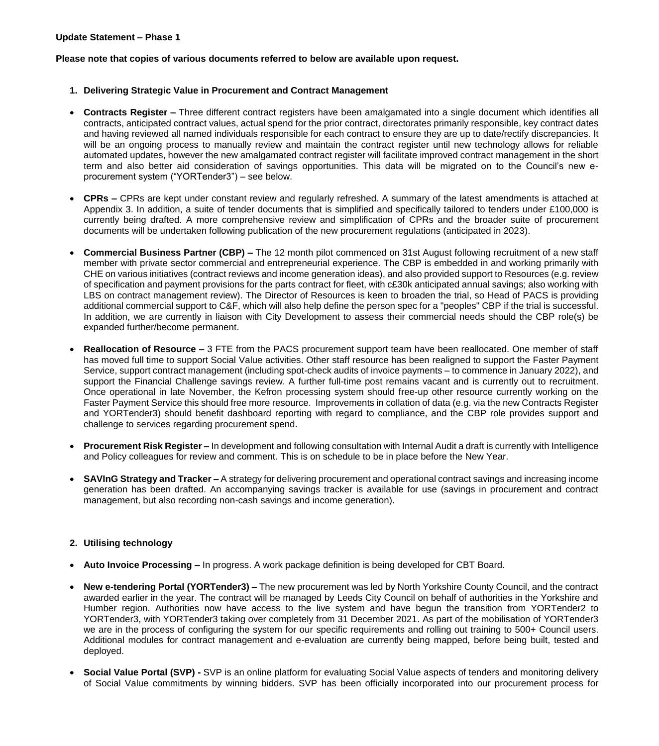**Update Statement – Phase 1**

**Please note that copies of various documents referred to below are available upon request.**

1. **Delivering Strategic Value in Procurement and Contract Management**

- **Contracts Register –** Three different contract registers have been amalgamated into a single document which identifies all contracts, anticipated contract values, actual spend for the prior contract, directorates primarily responsible, key contract dates and having reviewed all named individuals responsible for each contract to ensure they are up to date/rectify discrepancies. It will be an ongoing process to manually review and maintain the contract register until new technology allows for reliable automated updates, however the new amalgamated contract register will facilitate improved contract management in the short term and also better aid consideration of savings opportunities. This data will be migrated on to the Council's new e-procurement system ("YORTender3") – see below.

- **CPRs –** CPRs are kept under constant review and regularly refreshed. A summary of the latest amendments is attached at Appendix 3. In addition, a suite of tender documents that is simplified and specifically tailored to tenders under £100,000 is currently being drafted. A more comprehensive review and simplification of CPRs and the broader suite of procurement documents will be undertaken following publication of the new procurement regulations (anticipated in 2023).

- **Commercial Business Partner (CBP) –** The 12 month pilot commenced on 31st August following recruitment of a new staff member with private sector commercial and entrepreneurial experience. The CBP is embedded in and working primarily with CHE on various initiatives (contract reviews and income generation ideas), and also provided support to Resources (e.g. review of specification and payment provisions for the parts contract for fleet, with c£30k anticipated annual savings; also working with LBS on contract management review). The Director of Resources is keen to broaden the trial, so Head of PACS is providing additional commercial support to C&F, which will also help define the person spec for a "peoples" CBP if the trial is successful. In addition, we are currently in liaison with City Development to assess their commercial needs should the CBP role(s) be expanded further/become permanent.

- **Reallocation of Resource –** 3 FTE from the PACS procurement support team have been reallocated. One member of staff has moved full time to support Social Value activities. Other staff resource has been realigned to support the Faster Payment Service, support contract management (including spot-check audits of invoice payments – to commence in January 2022), and support the Financial Challenge savings review. A further full-time post remains vacant and is currently out to recruitment. Once operational in late November, the Kefron processing system should free-up other resource currently working on the Faster Payment Service this should free more resource. Improvements in collation of data (e.g. via the new Contracts Register and YORTender3) should benefit dashboard reporting with regard to compliance, and the CBP role provides support and challenge to services regarding procurement spend.

- **Procurement Risk Register –** In development and following consultation with Internal Audit a draft is currently with Intelligence and Policy colleagues for review and comment. This is on schedule to be in place before the New Year.

- **SAVInG Strategy and Tracker –** A strategy for delivering procurement and operational contract savings and increasing income generation has been drafted. An accompanying savings tracker is available for use (savings in procurement and contract management, but also recording non-cash savings and income generation).

2. **Utilising technology**

- **Auto Invoice Processing –** In progress. A work package definition is being developed for CBT Board.

- **New e-tendering Portal (YORTender3) –** The new procurement was led by North Yorkshire County Council, and the contract awarded earlier in the year. The contract will be managed by Leeds City Council on behalf of authorities in the Yorkshire and Humber region. Authorities now have access to the live system and have begun the transition from YORTender2 to YORTender3, with YORTender3 taking over completely from 31 December 2021. As part of the mobilisation of YORTender3 we are in the process of configuring the system for our specific requirements and rolling out training to 500+ Council users. Additional modules for contract management and e-evaluation are currently being mapped, before being built, tested and deployed.

- **Social Value Portal (SVP) -** SVP is an online platform for evaluating Social Value aspects of tenders and monitoring delivery of Social Value commitments by winning bidders. SVP has been officially incorporated into our procurement process for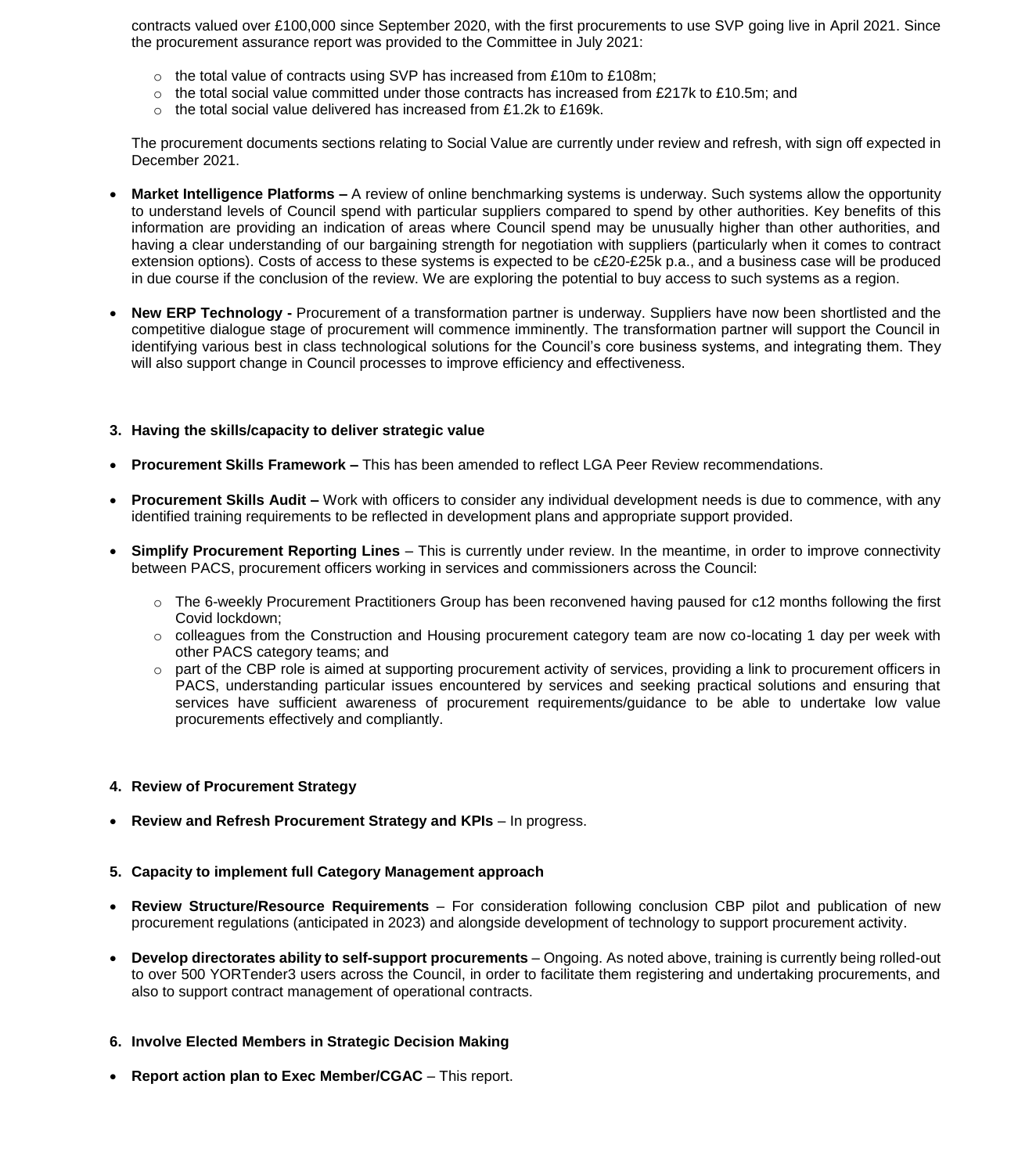contracts valued over £100,000 since September 2020, with the first procurements to use SVP going live in April 2021. Since the procurement assurance report was provided to the Committee in July 2021:

- the total value of contracts using SVP has increased from £10m to £108m;
- the total social value committed under those contracts has increased from £217k to £10.5m; and
- the total social value delivered has increased from £1.2k to £169k.

The procurement documents sections relating to Social Value are currently under review and refresh, with sign off expected in December 2021.

- **Market Intelligence Platforms –** A review of online benchmarking systems is underway. Such systems allow the opportunity to understand levels of Council spend with particular suppliers compared to spend by other authorities. Key benefits of this information are providing an indication of areas where Council spend may be unusually higher than other authorities, and having a clear understanding of our bargaining strength for negotiation with suppliers (particularly when it comes to contract extension options). Costs of access to these systems is expected to be c£20-£25k p.a., and a business case will be produced in due course if the conclusion of the review. We are exploring the potential to buy access to such systems as a region.

- **New ERP Technology -** Procurement of a transformation partner is underway. Suppliers have now been shortlisted and the competitive dialogue stage of procurement will commence imminently. The transformation partner will support the Council in identifying various best in class technological solutions for the Council's core business systems, and integrating them. They will also support change in Council processes to improve efficiency and effectiveness.

**3. Having the skills/capacity to deliver strategic value**

- **Procurement Skills Framework –** This has been amended to reflect LGA Peer Review recommendations.

- **Procurement Skills Audit –** Work with officers to consider any individual development needs is due to commence, with any identified training requirements to be reflected in development plans and appropriate support provided.

- **Simplify Procurement Reporting Lines** – This is currently under review. In the meantime, in order to improve connectivity between PACS, procurement officers working in services and commissioners across the Council:
  - The 6-weekly Procurement Practitioners Group has been reconvened having paused for c12 months following the first Covid lockdown;
  - colleagues from the Construction and Housing procurement category team are now co-locating 1 day per week with other PACS category teams; and
  - part of the CBP role is aimed at supporting procurement activity of services, providing a link to procurement officers in PACS, understanding particular issues encountered by services and seeking practical solutions and ensuring that services have sufficient awareness of procurement requirements/guidance to be able to undertake low value procurements effectively and compliantly.

**4. Review of Procurement Strategy**

- **Review and Refresh Procurement Strategy and KPIs** – In progress.

**5. Capacity to implement full Category Management approach**

- **Review Structure/Resource Requirements** – For consideration following conclusion CBP pilot and publication of new procurement regulations (anticipated in 2023) and alongside development of technology to support procurement activity.

- **Develop directorates ability to self-support procurements** – Ongoing. As noted above, training is currently being rolled-out to over 500 YORTender3 users across the Council, in order to facilitate them registering and undertaking procurements, and also to support contract management of operational contracts.

**6. Involve Elected Members in Strategic Decision Making**

- **Report action plan to Exec Member/CGAC** – This report.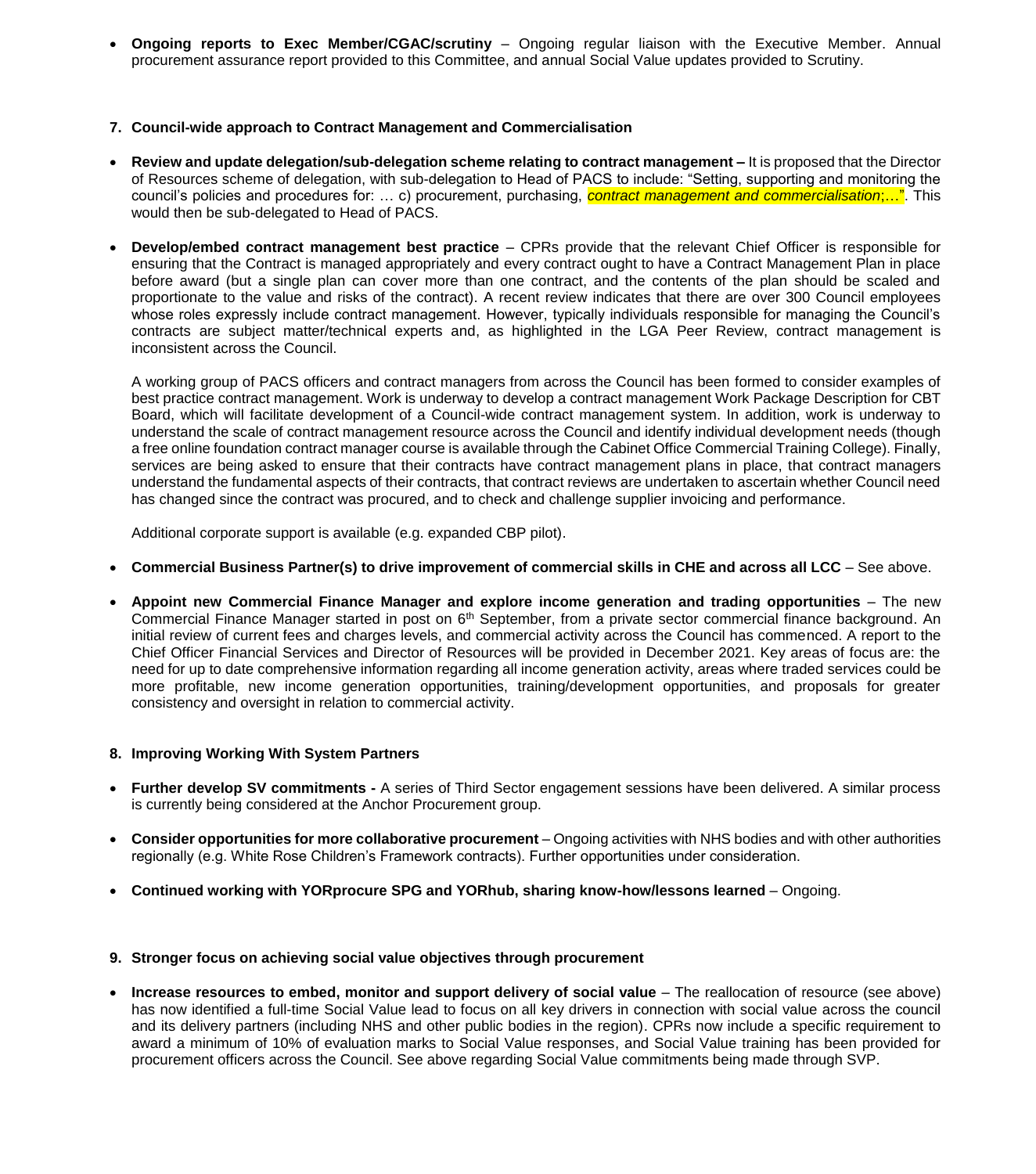- **Ongoing reports to Exec Member/CGAC/scrutiny** – Ongoing regular liaison with the Executive Member. Annual procurement assurance report provided to this Committee, and annual Social Value updates provided to Scrutiny.

## 7. Council-wide approach to Contract Management and Commercialisation

- **Review and update delegation/sub-delegation scheme relating to contract management –** It is proposed that the Director of Resources scheme of delegation, with sub-delegation to Head of PACS to include: "Setting, supporting and monitoring the council's policies and procedures for: … c) procurement, purchasing, *contract management and commercialisation*;…". This would then be sub-delegated to Head of PACS.

- **Develop/embed contract management best practice** – CPRs provide that the relevant Chief Officer is responsible for ensuring that the Contract is managed appropriately and every contract ought to have a Contract Management Plan in place before award (but a single plan can cover more than one contract, and the contents of the plan should be scaled and proportionate to the value and risks of the contract). A recent review indicates that there are over 300 Council employees whose roles expressly include contract management. However, typically individuals responsible for managing the Council's contracts are subject matter/technical experts and, as highlighted in the LGA Peer Review, contract management is inconsistent across the Council.

  A working group of PACS officers and contract managers from across the Council has been formed to consider examples of best practice contract management. Work is underway to develop a contract management Work Package Description for CBT Board, which will facilitate development of a Council-wide contract management system. In addition, work is underway to understand the scale of contract management resource across the Council and identify individual development needs (though a free online foundation contract manager course is available through the Cabinet Office Commercial Training College). Finally, services are being asked to ensure that their contracts have contract management plans in place, that contract managers understand the fundamental aspects of their contracts, that contract reviews are undertaken to ascertain whether Council need has changed since the contract was procured, and to check and challenge supplier invoicing and performance.

  Additional corporate support is available (e.g. expanded CBP pilot).

- **Commercial Business Partner(s) to drive improvement of commercial skills in CHE and across all LCC** – See above.

- **Appoint new Commercial Finance Manager and explore income generation and trading opportunities** – The new Commercial Finance Manager started in post on 6th September, from a private sector commercial finance background. An initial review of current fees and charges levels, and commercial activity across the Council has commenced. A report to the Chief Officer Financial Services and Director of Resources will be provided in December 2021. Key areas of focus are: the need for up to date comprehensive information regarding all income generation activity, areas where traded services could be more profitable, new income generation opportunities, training/development opportunities, and proposals for greater consistency and oversight in relation to commercial activity.

## 8. Improving Working With System Partners

- **Further develop SV commitments -** A series of Third Sector engagement sessions have been delivered. A similar process is currently being considered at the Anchor Procurement group.

- **Consider opportunities for more collaborative procurement** – Ongoing activities with NHS bodies and with other authorities regionally (e.g. White Rose Children's Framework contracts). Further opportunities under consideration.

- **Continued working with YORprocure SPG and YORhub, sharing know-how/lessons learned** – Ongoing.

## 9. Stronger focus on achieving social value objectives through procurement

- **Increase resources to embed, monitor and support delivery of social value** – The reallocation of resource (see above) has now identified a full-time Social Value lead to focus on all key drivers in connection with social value across the council and its delivery partners (including NHS and other public bodies in the region). CPRs now include a specific requirement to award a minimum of 10% of evaluation marks to Social Value responses, and Social Value training has been provided for procurement officers across the Council. See above regarding Social Value commitments being made through SVP.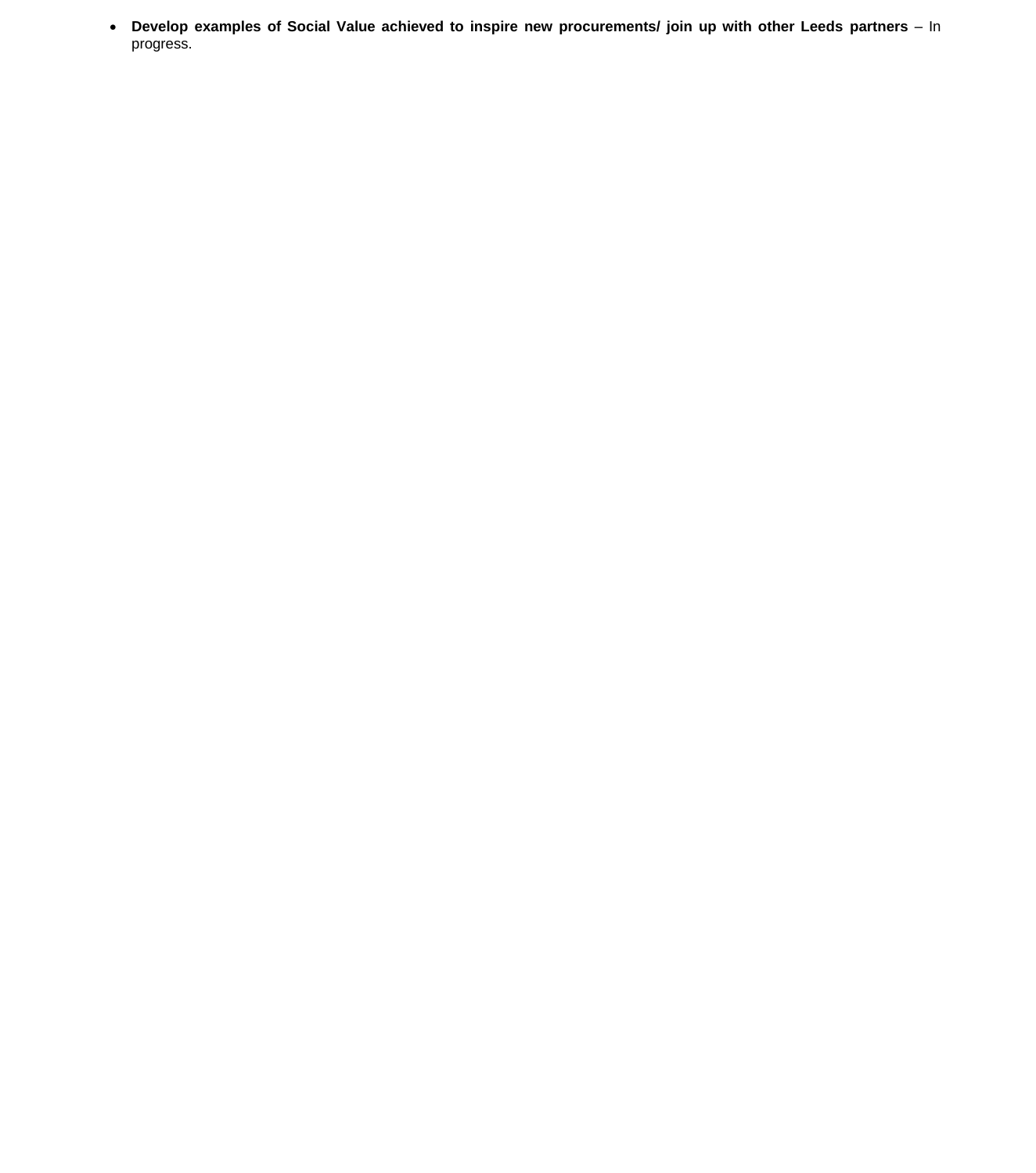- **Develop examples of Social Value achieved to inspire new procurements/ join up with other Leeds partners** – In progress.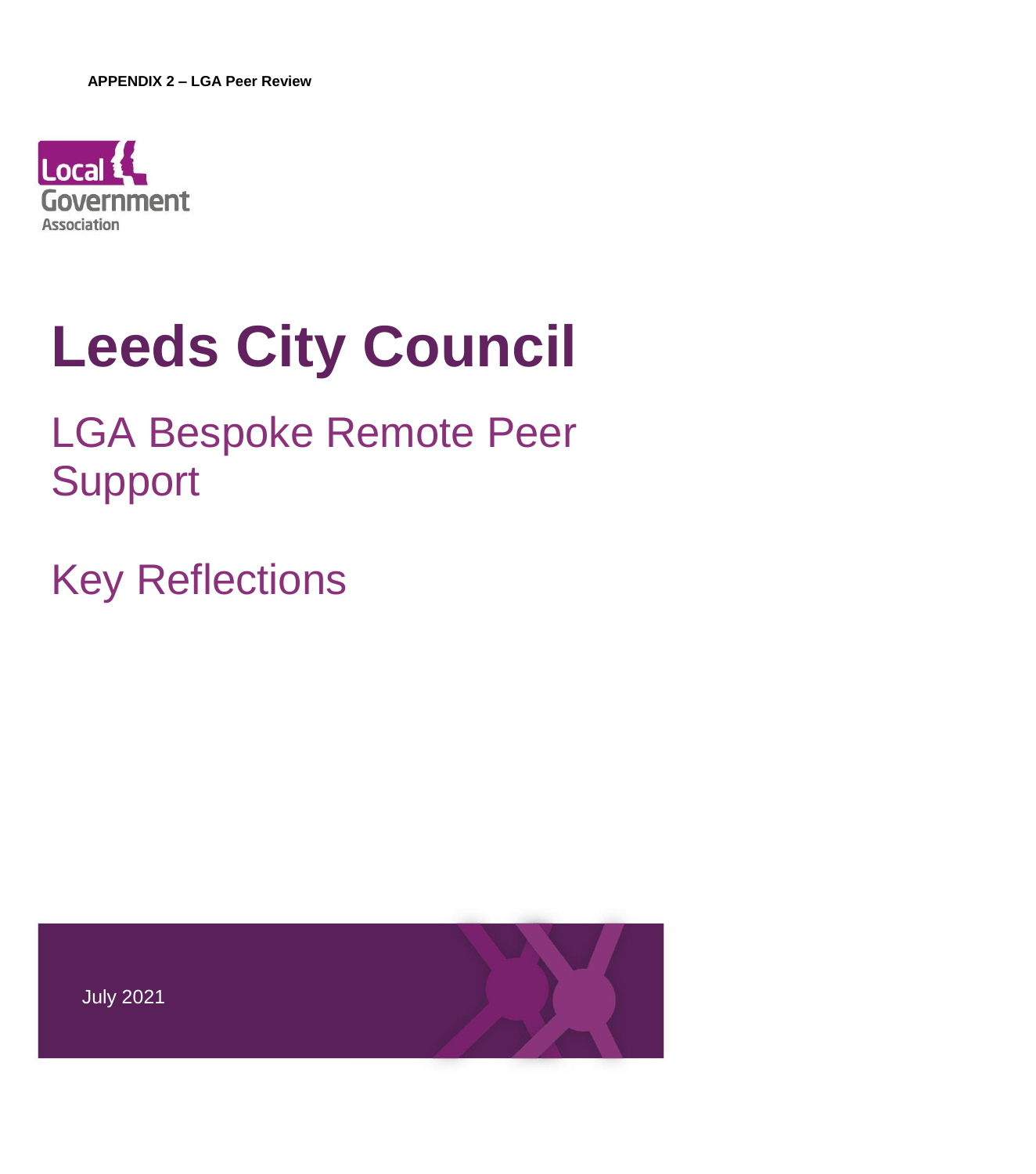**APPENDIX 2 – LGA Peer Review**

Local Government Association

# Leeds City Council

## LGA Bespoke Remote Peer Support

## Key Reflections

July 2021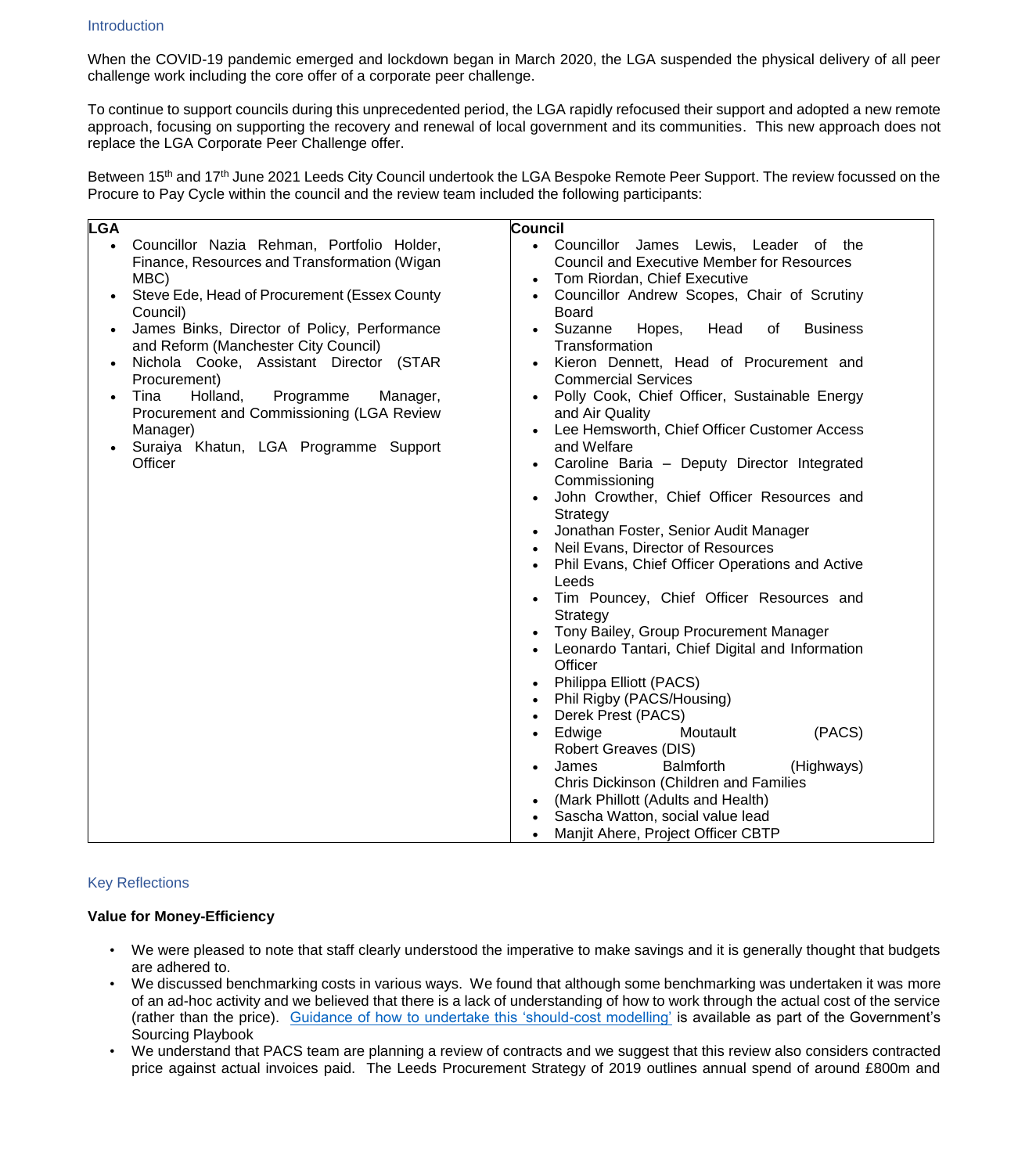## Introduction

When the COVID-19 pandemic emerged and lockdown began in March 2020, the LGA suspended the physical delivery of all peer challenge work including the core offer of a corporate peer challenge.

To continue to support councils during this unprecedented period, the LGA rapidly refocused their support and adopted a new remote approach, focusing on supporting the recovery and renewal of local government and its communities. This new approach does not replace the LGA Corporate Peer Challenge offer.

Between 15th and 17th June 2021 Leeds City Council undertook the LGA Bespoke Remote Peer Support. The review focussed on the Procure to Pay Cycle within the council and the review team included the following participants:

| LGA | Council |
|---|---|
| • Councillor Nazia Rehman, Portfolio Holder, Finance, Resources and Transformation (Wigan MBC)<br>• Steve Ede, Head of Procurement (Essex County Council)<br>• James Binks, Director of Policy, Performance and Reform (Manchester City Council)<br>• Nichola Cooke, Assistant Director (STAR Procurement)<br>• Tina Holland, Programme Manager, Procurement and Commissioning (LGA Review Manager)<br>• Suraiya Khatun, LGA Programme Support Officer | • Councillor James Lewis, Leader of the Council and Executive Member for Resources<br>• Tom Riordan, Chief Executive<br>• Councillor Andrew Scopes, Chair of Scrutiny Board<br>• Suzanne Hopes, Head of Business Transformation<br>• Kieron Dennett, Head of Procurement and Commercial Services<br>• Polly Cook, Chief Officer, Sustainable Energy and Air Quality<br>• Lee Hemsworth, Chief Officer Customer Access and Welfare<br>• Caroline Baria – Deputy Director Integrated Commissioning<br>• John Crowther, Chief Officer Resources and Strategy<br>• Jonathan Foster, Senior Audit Manager<br>• Neil Evans, Director of Resources<br>• Phil Evans, Chief Officer Operations and Active Leeds<br>• Tim Pouncey, Chief Officer Resources and Strategy<br>• Tony Bailey, Group Procurement Manager<br>• Leonardo Tantari, Chief Digital and Information Officer<br>• Philippa Elliott (PACS)<br>• Phil Rigby (PACS/Housing)<br>• Derek Prest (PACS)<br>• Edwige Moutault (PACS) Robert Greaves (DIS)<br>• James Balmforth (Highways) Chris Dickinson (Children and Families<br>• (Mark Phillott (Adults and Health)<br>• Sascha Watton, social value lead<br>• Manjit Ahere, Project Officer CBTP |

## Key Reflections

**Value for Money-Efficiency**

- We were pleased to note that staff clearly understood the imperative to make savings and it is generally thought that budgets are adhered to.
- We discussed benchmarking costs in various ways. We found that although some benchmarking was undertaken it was more of an ad-hoc activity and we believed that there is a lack of understanding of how to work through the actual cost of the service (rather than the price). Guidance of how to undertake this 'should-cost modelling' is available as part of the Government's Sourcing Playbook
- We understand that PACS team are planning a review of contracts and we suggest that this review also considers contracted price against actual invoices paid. The Leeds Procurement Strategy of 2019 outlines annual spend of around £800m and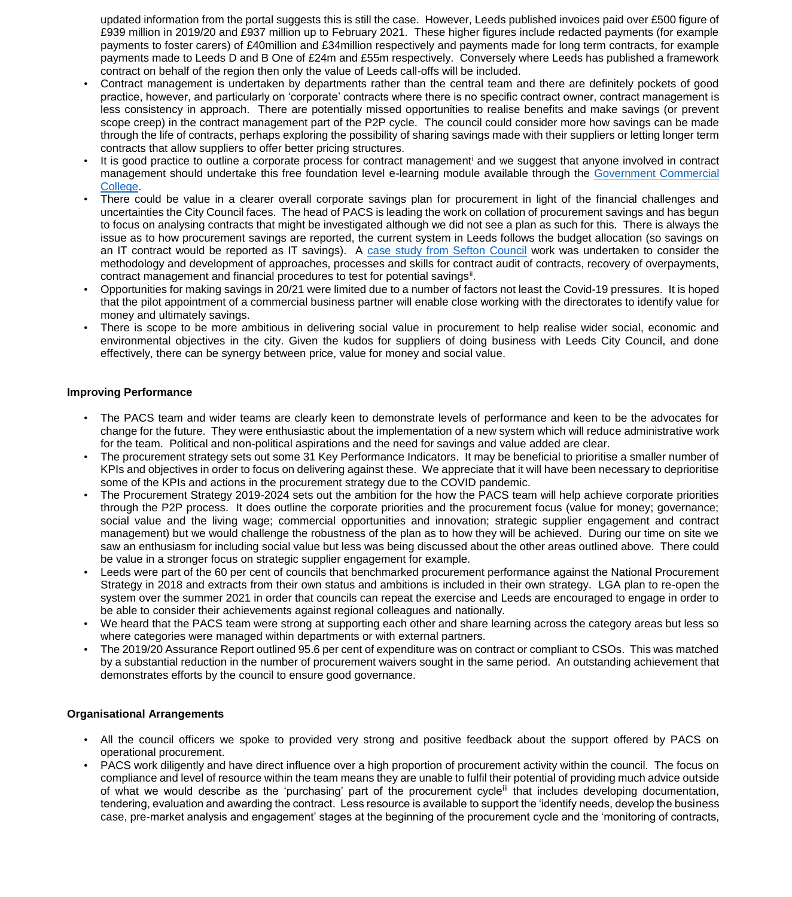updated information from the portal suggests this is still the case. However, Leeds published invoices paid over £500 figure of £939 million in 2019/20 and £937 million up to February 2021. These higher figures include redacted payments (for example payments to foster carers) of £40million and £34million respectively and payments made for long term contracts, for example payments made to Leeds D and B One of £24m and £55m respectively. Conversely where Leeds has published a framework contract on behalf of the region then only the value of Leeds call-offs will be included.

- Contract management is undertaken by departments rather than the central team and there are definitely pockets of good practice, however, and particularly on 'corporate' contracts where there is no specific contract owner, contract management is less consistency in approach. There are potentially missed opportunities to realise benefits and make savings (or prevent scope creep) in the contract management part of the P2P cycle. The council could consider more how savings can be made through the life of contracts, perhaps exploring the possibility of sharing savings made with their suppliers or letting longer term contracts that allow suppliers to offer better pricing structures.
- It is good practice to outline a corporate process for contract management[i] and we suggest that anyone involved in contract management should undertake this free foundation level e-learning module available through the Government Commercial College.
- There could be value in a clearer overall corporate savings plan for procurement in light of the financial challenges and uncertainties the City Council faces. The head of PACS is leading the work on collation of procurement savings and has begun to focus on analysing contracts that might be investigated although we did not see a plan as such for this. There is always the issue as to how procurement savings are reported, the current system in Leeds follows the budget allocation (so savings on an IT contract would be reported as IT savings). A case study from Sefton Council work was undertaken to consider the methodology and development of approaches, processes and skills for contract audit of contracts, recovery of overpayments, contract management and financial procedures to test for potential savings[ii].
- Opportunities for making savings in 20/21 were limited due to a number of factors not least the Covid-19 pressures. It is hoped that the pilot appointment of a commercial business partner will enable close working with the directorates to identify value for money and ultimately savings.
- There is scope to be more ambitious in delivering social value in procurement to help realise wider social, economic and environmental objectives in the city. Given the kudos for suppliers of doing business with Leeds City Council, and done effectively, there can be synergy between price, value for money and social value.

**Improving Performance**

- The PACS team and wider teams are clearly keen to demonstrate levels of performance and keen to be the advocates for change for the future. They were enthusiastic about the implementation of a new system which will reduce administrative work for the team. Political and non-political aspirations and the need for savings and value added are clear.
- The procurement strategy sets out some 31 Key Performance Indicators. It may be beneficial to prioritise a smaller number of KPIs and objectives in order to focus on delivering against these. We appreciate that it will have been necessary to deprioritise some of the KPIs and actions in the procurement strategy due to the COVID pandemic.
- The Procurement Strategy 2019-2024 sets out the ambition for the how the PACS team will help achieve corporate priorities through the P2P process. It does outline the corporate priorities and the procurement focus (value for money; governance; social value and the living wage; commercial opportunities and innovation; strategic supplier engagement and contract management) but we would challenge the robustness of the plan as to how they will be achieved. During our time on site we saw an enthusiasm for including social value but less was being discussed about the other areas outlined above. There could be value in a stronger focus on strategic supplier engagement for example.
- Leeds were part of the 60 per cent of councils that benchmarked procurement performance against the National Procurement Strategy in 2018 and extracts from their own status and ambitions is included in their own strategy. LGA plan to re-open the system over the summer 2021 in order that councils can repeat the exercise and Leeds are encouraged to engage in order to be able to consider their achievements against regional colleagues and nationally.
- We heard that the PACS team were strong at supporting each other and share learning across the category areas but less so where categories were managed within departments or with external partners.
- The 2019/20 Assurance Report outlined 95.6 per cent of expenditure was on contract or compliant to CSOs. This was matched by a substantial reduction in the number of procurement waivers sought in the same period. An outstanding achievement that demonstrates efforts by the council to ensure good governance.

**Organisational Arrangements**

- All the council officers we spoke to provided very strong and positive feedback about the support offered by PACS on operational procurement.
- PACS work diligently and have direct influence over a high proportion of procurement activity within the council. The focus on compliance and level of resource within the team means they are unable to fulfil their potential of providing much advice outside of what we would describe as the 'purchasing' part of the procurement cycle[iii] that includes developing documentation, tendering, evaluation and awarding the contract. Less resource is available to support the 'identify needs, develop the business case, pre-market analysis and engagement' stages at the beginning of the procurement cycle and the 'monitoring of contracts,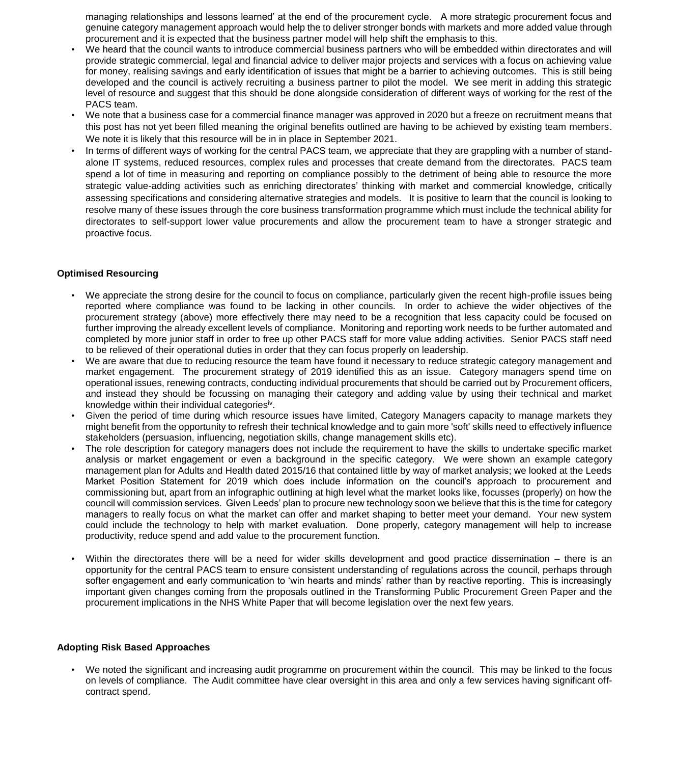managing relationships and lessons learned' at the end of the procurement cycle. A more strategic procurement focus and genuine category management approach would help the to deliver stronger bonds with markets and more added value through procurement and it is expected that the business partner model will help shift the emphasis to this.

- We heard that the council wants to introduce commercial business partners who will be embedded within directorates and will provide strategic commercial, legal and financial advice to deliver major projects and services with a focus on achieving value for money, realising savings and early identification of issues that might be a barrier to achieving outcomes. This is still being developed and the council is actively recruiting a business partner to pilot the model. We see merit in adding this strategic level of resource and suggest that this should be done alongside consideration of different ways of working for the rest of the PACS team.
- We note that a business case for a commercial finance manager was approved in 2020 but a freeze on recruitment means that this post has not yet been filled meaning the original benefits outlined are having to be achieved by existing team members. We note it is likely that this resource will be in in place in September 2021.
- In terms of different ways of working for the central PACS team, we appreciate that they are grappling with a number of stand-alone IT systems, reduced resources, complex rules and processes that create demand from the directorates. PACS team spend a lot of time in measuring and reporting on compliance possibly to the detriment of being able to resource the more strategic value-adding activities such as enriching directorates' thinking with market and commercial knowledge, critically assessing specifications and considering alternative strategies and models. It is positive to learn that the council is looking to resolve many of these issues through the core business transformation programme which must include the technical ability for directorates to self-support lower value procurements and allow the procurement team to have a stronger strategic and proactive focus.

**Optimised Resourcing**

- We appreciate the strong desire for the council to focus on compliance, particularly given the recent high-profile issues being reported where compliance was found to be lacking in other councils. In order to achieve the wider objectives of the procurement strategy (above) more effectively there may need to be a recognition that less capacity could be focused on further improving the already excellent levels of compliance. Monitoring and reporting work needs to be further automated and completed by more junior staff in order to free up other PACS staff for more value adding activities. Senior PACS staff need to be relieved of their operational duties in order that they can focus properly on leadership.
- We are aware that due to reducing resource the team have found it necessary to reduce strategic category management and market engagement. The procurement strategy of 2019 identified this as an issue. Category managers spend time on operational issues, renewing contracts, conducting individual procurements that should be carried out by Procurement officers, and instead they should be focussing on managing their category and adding value by using their technical and market knowledge within their individual categories[iv].
- Given the period of time during which resource issues have limited, Category Managers capacity to manage markets they might benefit from the opportunity to refresh their technical knowledge and to gain more 'soft' skills need to effectively influence stakeholders (persuasion, influencing, negotiation skills, change management skills etc).
- The role description for category managers does not include the requirement to have the skills to undertake specific market analysis or market engagement or even a background in the specific category. We were shown an example category management plan for Adults and Health dated 2015/16 that contained little by way of market analysis; we looked at the Leeds Market Position Statement for 2019 which does include information on the council's approach to procurement and commissioning but, apart from an infographic outlining at high level what the market looks like, focusses (properly) on how the council will commission services. Given Leeds' plan to procure new technology soon we believe that this is the time for category managers to really focus on what the market can offer and market shaping to better meet your demand. Your new system could include the technology to help with market evaluation. Done properly, category management will help to increase productivity, reduce spend and add value to the procurement function.

- Within the directorates there will be a need for wider skills development and good practice dissemination – there is an opportunity for the central PACS team to ensure consistent understanding of regulations across the council, perhaps through softer engagement and early communication to 'win hearts and minds' rather than by reactive reporting. This is increasingly important given changes coming from the proposals outlined in the Transforming Public Procurement Green Paper and the procurement implications in the NHS White Paper that will become legislation over the next few years.

**Adopting Risk Based Approaches**

- We noted the significant and increasing audit programme on procurement within the council. This may be linked to the focus on levels of compliance. The Audit committee have clear oversight in this area and only a few services having significant off-contract spend.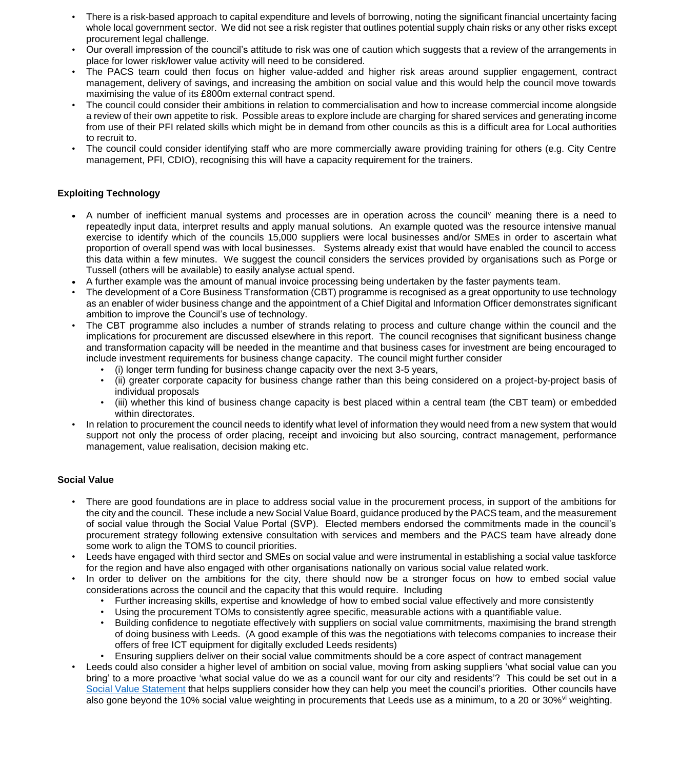- There is a risk-based approach to capital expenditure and levels of borrowing, noting the significant financial uncertainty facing whole local government sector. We did not see a risk register that outlines potential supply chain risks or any other risks except procurement legal challenge.
- Our overall impression of the council's attitude to risk was one of caution which suggests that a review of the arrangements in place for lower risk/lower value activity will need to be considered.
- The PACS team could then focus on higher value-added and higher risk areas around supplier engagement, contract management, delivery of savings, and increasing the ambition on social value and this would help the council move towards maximising the value of its £800m external contract spend.
- The council could consider their ambitions in relation to commercialisation and how to increase commercial income alongside a review of their own appetite to risk. Possible areas to explore include are charging for shared services and generating income from use of their PFI related skills which might be in demand from other councils as this is a difficult area for Local authorities to recruit to.
- The council could consider identifying staff who are more commercially aware providing training for others (e.g. City Centre management, PFI, CDIO), recognising this will have a capacity requirement for the trainers.

**Exploiting Technology**

- A number of inefficient manual systems and processes are in operation across the council[v] meaning there is a need to repeatedly input data, interpret results and apply manual solutions. An example quoted was the resource intensive manual exercise to identify which of the councils 15,000 suppliers were local businesses and/or SMEs in order to ascertain what proportion of overall spend was with local businesses. Systems already exist that would have enabled the council to access this data within a few minutes. We suggest the council considers the services provided by organisations such as Porge or Tussell (others will be available) to easily analyse actual spend.
- A further example was the amount of manual invoice processing being undertaken by the faster payments team.
- The development of a Core Business Transformation (CBT) programme is recognised as a great opportunity to use technology as an enabler of wider business change and the appointment of a Chief Digital and Information Officer demonstrates significant ambition to improve the Council's use of technology.
- The CBT programme also includes a number of strands relating to process and culture change within the council and the implications for procurement are discussed elsewhere in this report. The council recognises that significant business change and transformation capacity will be needed in the meantime and that business cases for investment are being encouraged to include investment requirements for business change capacity. The council might further consider
  - (i) longer term funding for business change capacity over the next 3-5 years,
  - (ii) greater corporate capacity for business change rather than this being considered on a project-by-project basis of individual proposals
  - (iii) whether this kind of business change capacity is best placed within a central team (the CBT team) or embedded within directorates.
- In relation to procurement the council needs to identify what level of information they would need from a new system that would support not only the process of order placing, receipt and invoicing but also sourcing, contract management, performance management, value realisation, decision making etc.

**Social Value**

- There are good foundations are in place to address social value in the procurement process, in support of the ambitions for the city and the council. These include a new Social Value Board, guidance produced by the PACS team, and the measurement of social value through the Social Value Portal (SVP). Elected members endorsed the commitments made in the council's procurement strategy following extensive consultation with services and members and the PACS team have already done some work to align the TOMS to council priorities.
- Leeds have engaged with third sector and SMEs on social value and were instrumental in establishing a social value taskforce for the region and have also engaged with other organisations nationally on various social value related work.
- In order to deliver on the ambitions for the city, there should now be a stronger focus on how to embed social value considerations across the council and the capacity that this would require. Including
  - Further increasing skills, expertise and knowledge of how to embed social value effectively and more consistently
  - Using the procurement TOMs to consistently agree specific, measurable actions with a quantifiable value.
  - Building confidence to negotiate effectively with suppliers on social value commitments, maximising the brand strength of doing business with Leeds. (A good example of this was the negotiations with telecoms companies to increase their offers of free ICT equipment for digitally excluded Leeds residents)
  - Ensuring suppliers deliver on their social value commitments should be a core aspect of contract management
- Leeds could also consider a higher level of ambition on social value, moving from asking suppliers 'what social value can you bring' to a more proactive 'what social value do we as a council want for our city and residents'? This could be set out in a Social Value Statement that helps suppliers consider how they can help you meet the council's priorities. Other councils have also gone beyond the 10% social value weighting in procurements that Leeds use as a minimum, to a 20 or 30%[vi] weighting.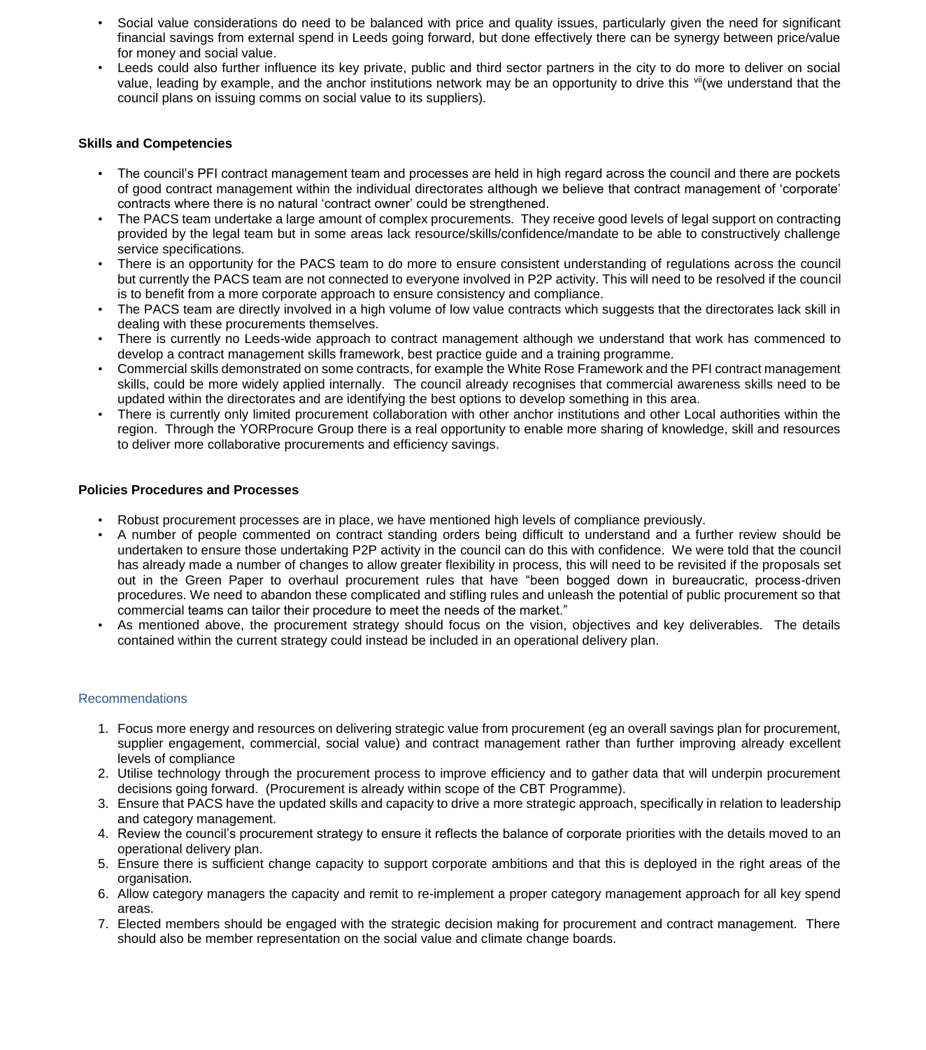- Social value considerations do need to be balanced with price and quality issues, particularly given the need for significant financial savings from external spend in Leeds going forward, but done effectively there can be synergy between price/value for money and social value.
- Leeds could also further influence its key private, public and third sector partners in the city to do more to deliver on social value, leading by example, and the anchor institutions network may be an opportunity to drive this [vii](we understand that the council plans on issuing comms on social value to its suppliers).

**Skills and Competencies**

- The council's PFI contract management team and processes are held in high regard across the council and there are pockets of good contract management within the individual directorates although we believe that contract management of 'corporate' contracts where there is no natural 'contract owner' could be strengthened.
- The PACS team undertake a large amount of complex procurements. They receive good levels of legal support on contracting provided by the legal team but in some areas lack resource/skills/confidence/mandate to be able to constructively challenge service specifications.
- There is an opportunity for the PACS team to do more to ensure consistent understanding of regulations across the council but currently the PACS team are not connected to everyone involved in P2P activity. This will need to be resolved if the council is to benefit from a more corporate approach to ensure consistency and compliance.
- The PACS team are directly involved in a high volume of low value contracts which suggests that the directorates lack skill in dealing with these procurements themselves.
- There is currently no Leeds-wide approach to contract management although we understand that work has commenced to develop a contract management skills framework, best practice guide and a training programme.
- Commercial skills demonstrated on some contracts, for example the White Rose Framework and the PFI contract management skills, could be more widely applied internally. The council already recognises that commercial awareness skills need to be updated within the directorates and are identifying the best options to develop something in this area.
- There is currently only limited procurement collaboration with other anchor institutions and other Local authorities within the region. Through the YORProcure Group there is a real opportunity to enable more sharing of knowledge, skill and resources to deliver more collaborative procurements and efficiency savings.

**Policies Procedures and Processes**

- Robust procurement processes are in place, we have mentioned high levels of compliance previously.
- A number of people commented on contract standing orders being difficult to understand and a further review should be undertaken to ensure those undertaking P2P activity in the council can do this with confidence. We were told that the council has already made a number of changes to allow greater flexibility in process, this will need to be revisited if the proposals set out in the Green Paper to overhaul procurement rules that have "been bogged down in bureaucratic, process-driven procedures. We need to abandon these complicated and stifling rules and unleash the potential of public procurement so that commercial teams can tailor their procedure to meet the needs of the market."
- As mentioned above, the procurement strategy should focus on the vision, objectives and key deliverables. The details contained within the current strategy could instead be included in an operational delivery plan.

## Recommendations

1. Focus more energy and resources on delivering strategic value from procurement (eg an overall savings plan for procurement, supplier engagement, commercial, social value) and contract management rather than further improving already excellent levels of compliance
2. Utilise technology through the procurement process to improve efficiency and to gather data that will underpin procurement decisions going forward. (Procurement is already within scope of the CBT Programme).
3. Ensure that PACS have the updated skills and capacity to drive a more strategic approach, specifically in relation to leadership and category management.
4. Review the council's procurement strategy to ensure it reflects the balance of corporate priorities with the details moved to an operational delivery plan.
5. Ensure there is sufficient change capacity to support corporate ambitions and that this is deployed in the right areas of the organisation.
6. Allow category managers the capacity and remit to re-implement a proper category management approach for all key spend areas.
7. Elected members should be engaged with the strategic decision making for procurement and contract management. There should also be member representation on the social value and climate change boards.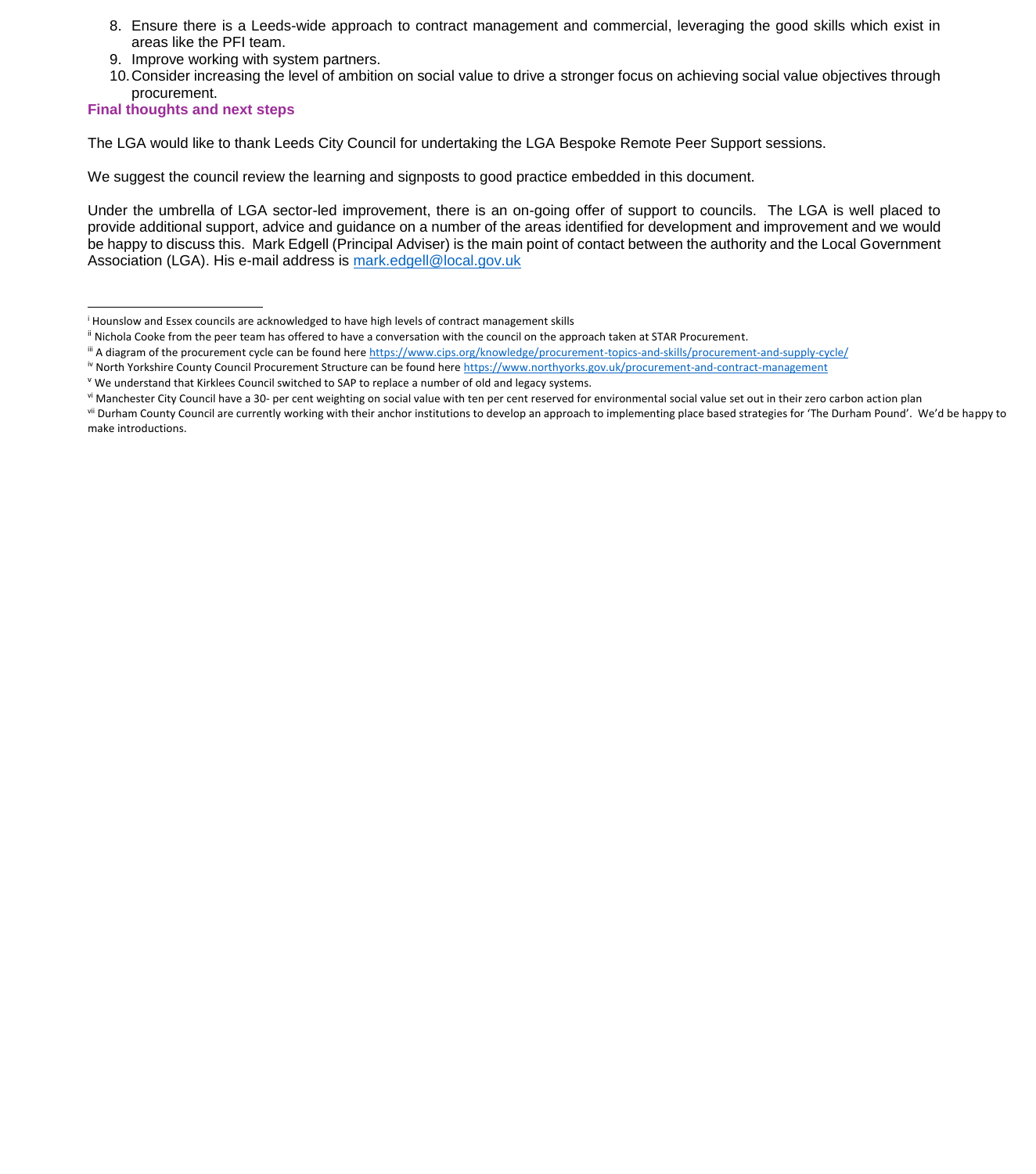8. Ensure there is a Leeds-wide approach to contract management and commercial, leveraging the good skills which exist in areas like the PFI team.
9. Improve working with system partners.
10. Consider increasing the level of ambition on social value to drive a stronger focus on achieving social value objectives through procurement.

## Final thoughts and next steps

The LGA would like to thank Leeds City Council for undertaking the LGA Bespoke Remote Peer Support sessions.

We suggest the council review the learning and signposts to good practice embedded in this document.

Under the umbrella of LGA sector-led improvement, there is an on-going offer of support to councils. The LGA is well placed to provide additional support, advice and guidance on a number of the areas identified for development and improvement and we would be happy to discuss this. Mark Edgell (Principal Adviser) is the main point of contact between the authority and the Local Government Association (LGA). His e-mail address is [mark.edgell@local.gov.uk](mailto:mark.edgell@local.gov.uk)

---

[i] Hounslow and Essex councils are acknowledged to have high levels of contract management skills

[ii] Nichola Cooke from the peer team has offered to have a conversation with the council on the approach taken at STAR Procurement.

[iii] A diagram of the procurement cycle can be found here https://www.cips.org/knowledge/procurement-topics-and-skills/procurement-and-supply-cycle/

[iv] North Yorkshire County Council Procurement Structure can be found here https://www.northyorks.gov.uk/procurement-and-contract-management

[v] We understand that Kirklees Council switched to SAP to replace a number of old and legacy systems.

[vi] Manchester City Council have a 30- per cent weighting on social value with ten per cent reserved for environmental social value set out in their zero carbon action plan

[vii] Durham County Council are currently working with their anchor institutions to develop an approach to implementing place based strategies for 'The Durham Pound'. We'd be happy to make introductions.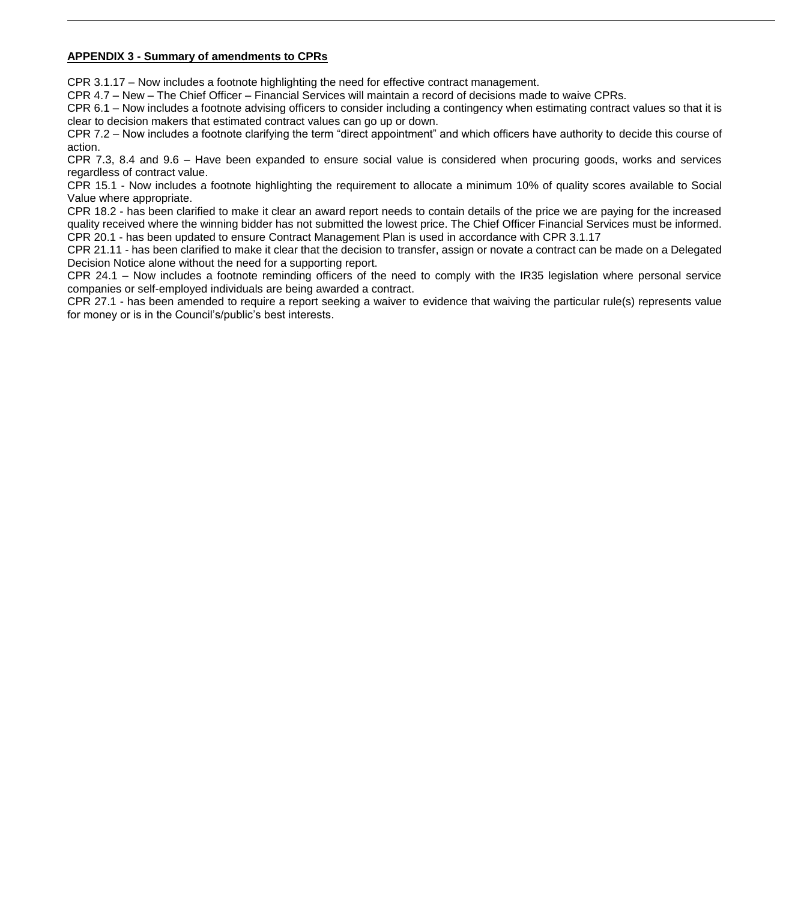**APPENDIX 3 - Summary of amendments to CPRs**

CPR 3.1.17 – Now includes a footnote highlighting the need for effective contract management.

CPR 4.7 – New – The Chief Officer – Financial Services will maintain a record of decisions made to waive CPRs.

CPR 6.1 – Now includes a footnote advising officers to consider including a contingency when estimating contract values so that it is clear to decision makers that estimated contract values can go up or down.

CPR 7.2 – Now includes a footnote clarifying the term "direct appointment" and which officers have authority to decide this course of action.

CPR 7.3, 8.4 and 9.6 – Have been expanded to ensure social value is considered when procuring goods, works and services regardless of contract value.

CPR 15.1 - Now includes a footnote highlighting the requirement to allocate a minimum 10% of quality scores available to Social Value where appropriate.

CPR 18.2 - has been clarified to make it clear an award report needs to contain details of the price we are paying for the increased quality received where the winning bidder has not submitted the lowest price. The Chief Officer Financial Services must be informed.

CPR 20.1 - has been updated to ensure Contract Management Plan is used in accordance with CPR 3.1.17

CPR 21.11 - has been clarified to make it clear that the decision to transfer, assign or novate a contract can be made on a Delegated Decision Notice alone without the need for a supporting report.

CPR 24.1 – Now includes a footnote reminding officers of the need to comply with the IR35 legislation where personal service companies or self-employed individuals are being awarded a contract.

CPR 27.1 - has been amended to require a report seeking a waiver to evidence that waiving the particular rule(s) represents value for money or is in the Council's/public's best interests.